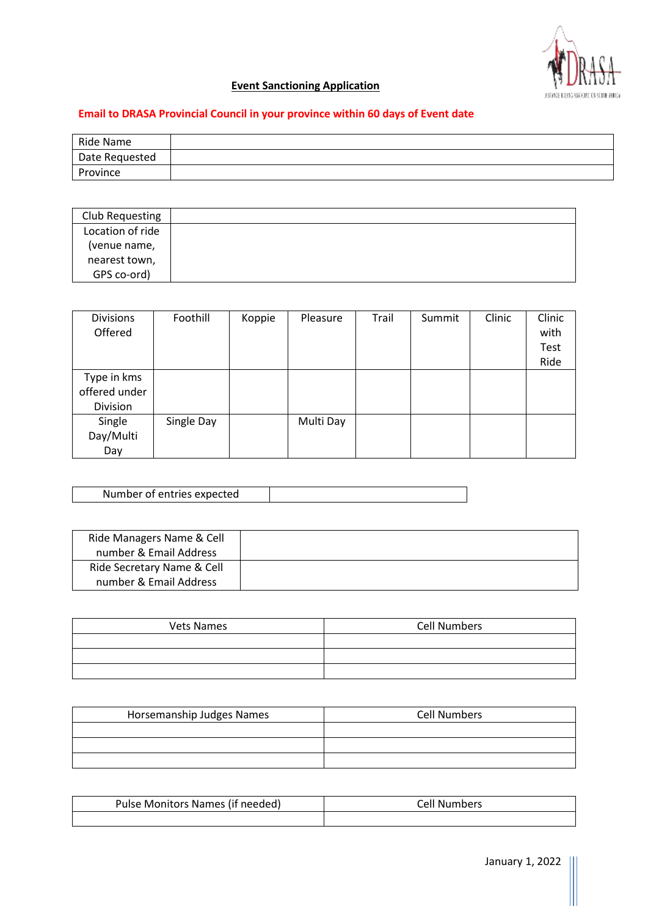**Event Sanctioning Application**

**Email to DRASA Provincial Council in your province within 60 days of Event date**

| Ride Name | |
|---|---|
| Date Requested | |
| Province | |

| Club Requesting | |
|---|---|
| Location of ride (venue name, nearest town, GPS co-ord) | |

| Divisions Offered | Foothill | Koppie | Pleasure | Trail | Summit | Clinic | Clinic with Test Ride |
|---|---|---|---|---|---|---|---|
| Type in kms offered under Division | | | | | | | |
| Single Day/Multi Day | Single Day | | Multi Day | | | | |

| Number of entries expected | |
|---|---|

| Ride Managers Name & Cell number & Email Address | |
|---|---|
| Ride Secretary Name & Cell number & Email Address | |

| Vets Names | Cell Numbers |
|---|---|
| | |
| | |
| | |

| Horsemanship Judges Names | Cell Numbers |
|---|---|
| | |
| | |
| | |

| Pulse Monitors Names (if needed) | Cell Numbers |
|---|---|
| | |

January 1, 2022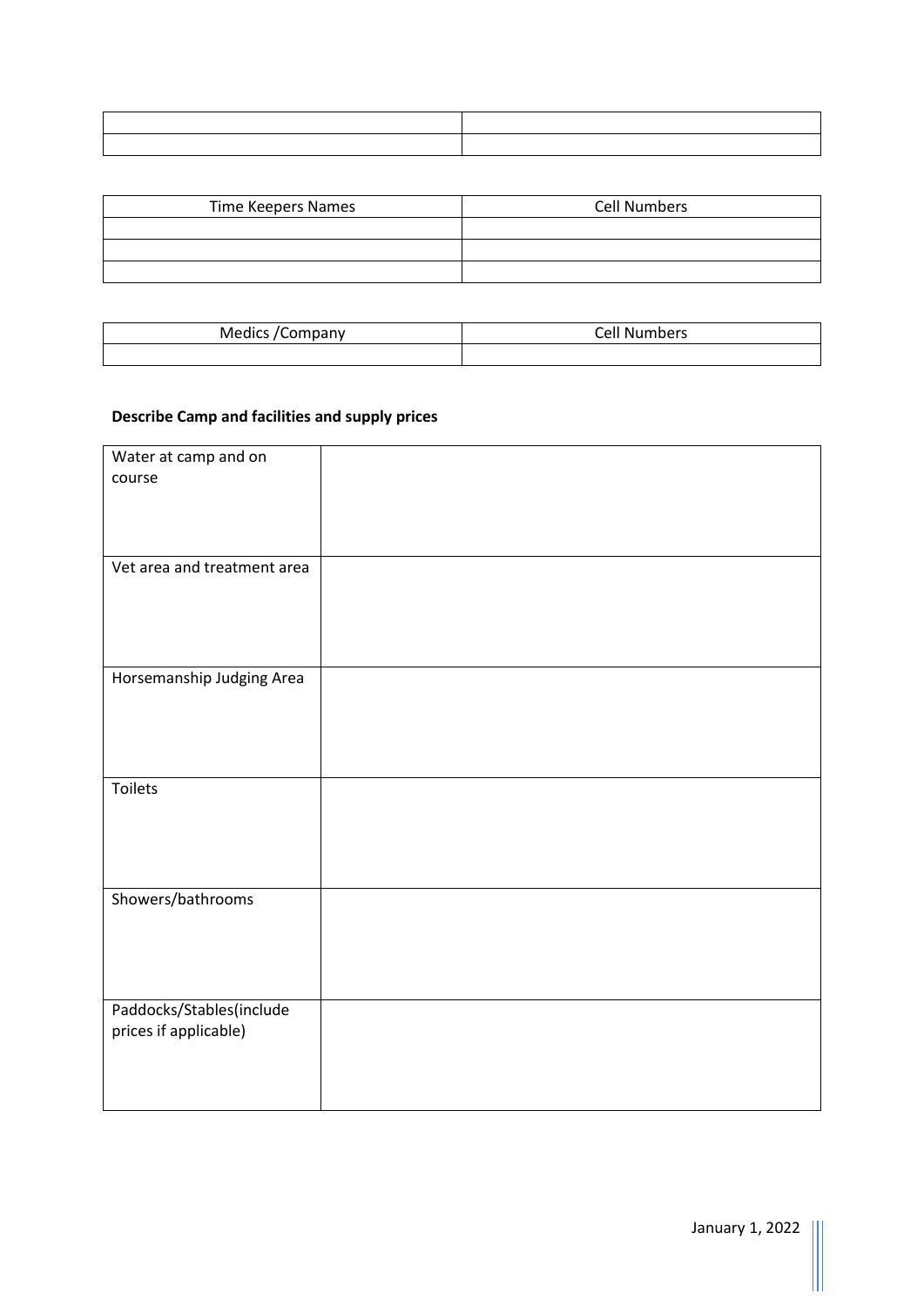| | |
|---|---|
| | |
| | |

| Time Keepers Names | Cell Numbers |
|---|---|
| | |
| | |
| | |

| Medics /Company | Cell Numbers |
|---|---|
| | |

**Describe Camp and facilities and supply prices**

| | |
|---|---|
| Water at camp and on course | |
| Vet area and treatment area | |
| Horsemanship Judging Area | |
| Toilets | |
| Showers/bathrooms | |
| Paddocks/Stables(include prices if applicable) | |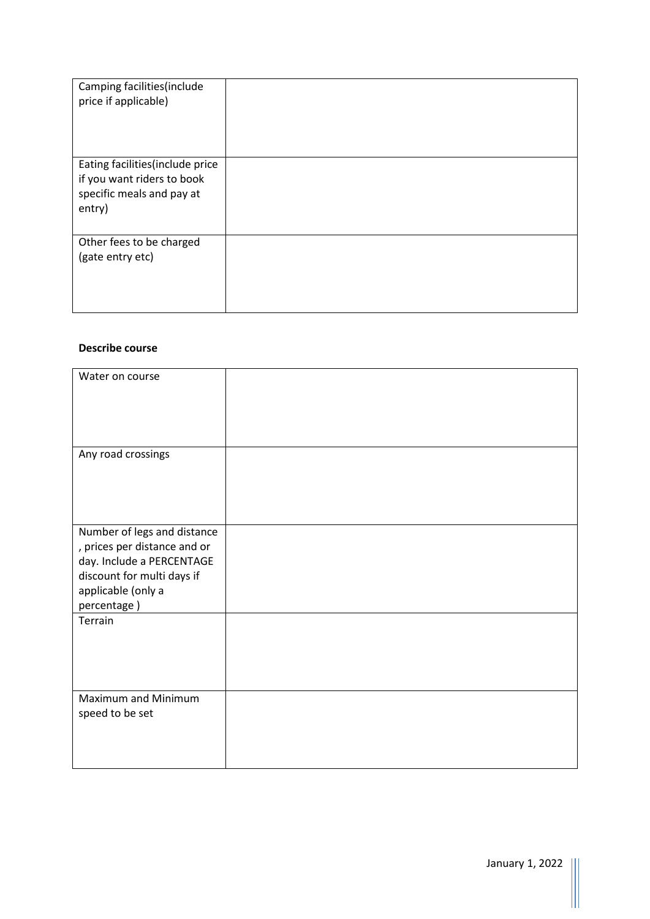| Camping facilities(include price if applicable) | |
|---|---|
| Eating facilities(include price if you want riders to book specific meals and pay at entry) | |
| Other fees to be charged (gate entry etc) | |

**Describe course**

| Water on course | |
|---|---|
| Any road crossings | |
| Number of legs and distance , prices per distance and or day. Include a PERCENTAGE discount for multi days if applicable (only a percentage ) | |
| Terrain | |
| Maximum and Minimum speed to be set | |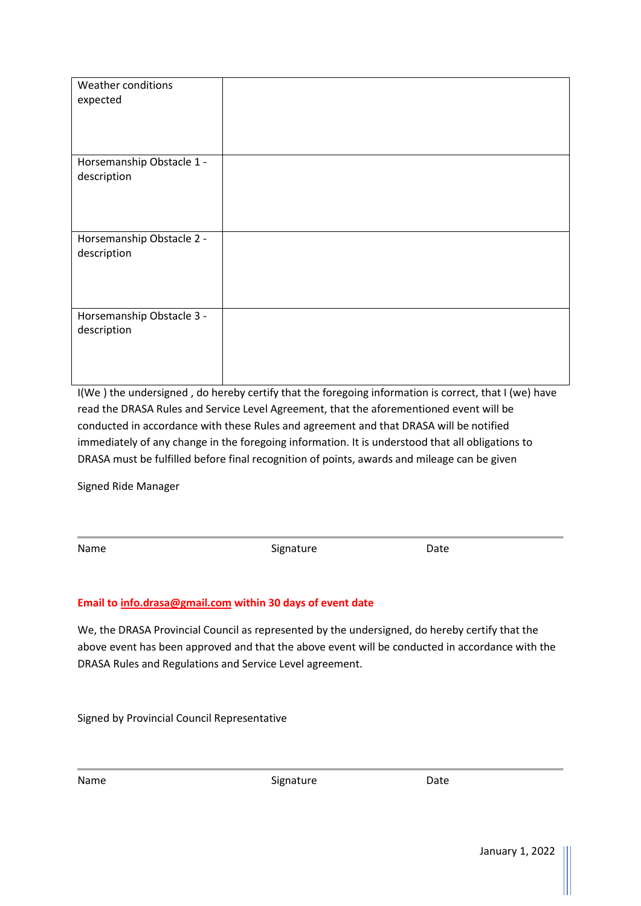| | |
|---|---|
| Weather conditions expected | |
| Horsemanship Obstacle 1 - description | |
| Horsemanship Obstacle 2 - description | |
| Horsemanship Obstacle 3 - description | |

I(We ) the undersigned , do hereby certify that the foregoing information is correct, that I (we) have read the DRASA Rules and Service Level Agreement, that the aforementioned event will be conducted in accordance with these Rules and agreement and that DRASA will be notified immediately of any change in the foregoing information. It is understood that all obligations to DRASA must be fulfilled before final recognition of points, awards and mileage can be given

Signed Ride Manager

Name Signature Date

**Email to info.drasa@gmail.com within 30 days of event date**

We, the DRASA Provincial Council as represented by the undersigned, do hereby certify that the above event has been approved and that the above event will be conducted in accordance with the DRASA Rules and Regulations and Service Level agreement.

Signed by Provincial Council Representative

Name Signature Date

January 1, 2022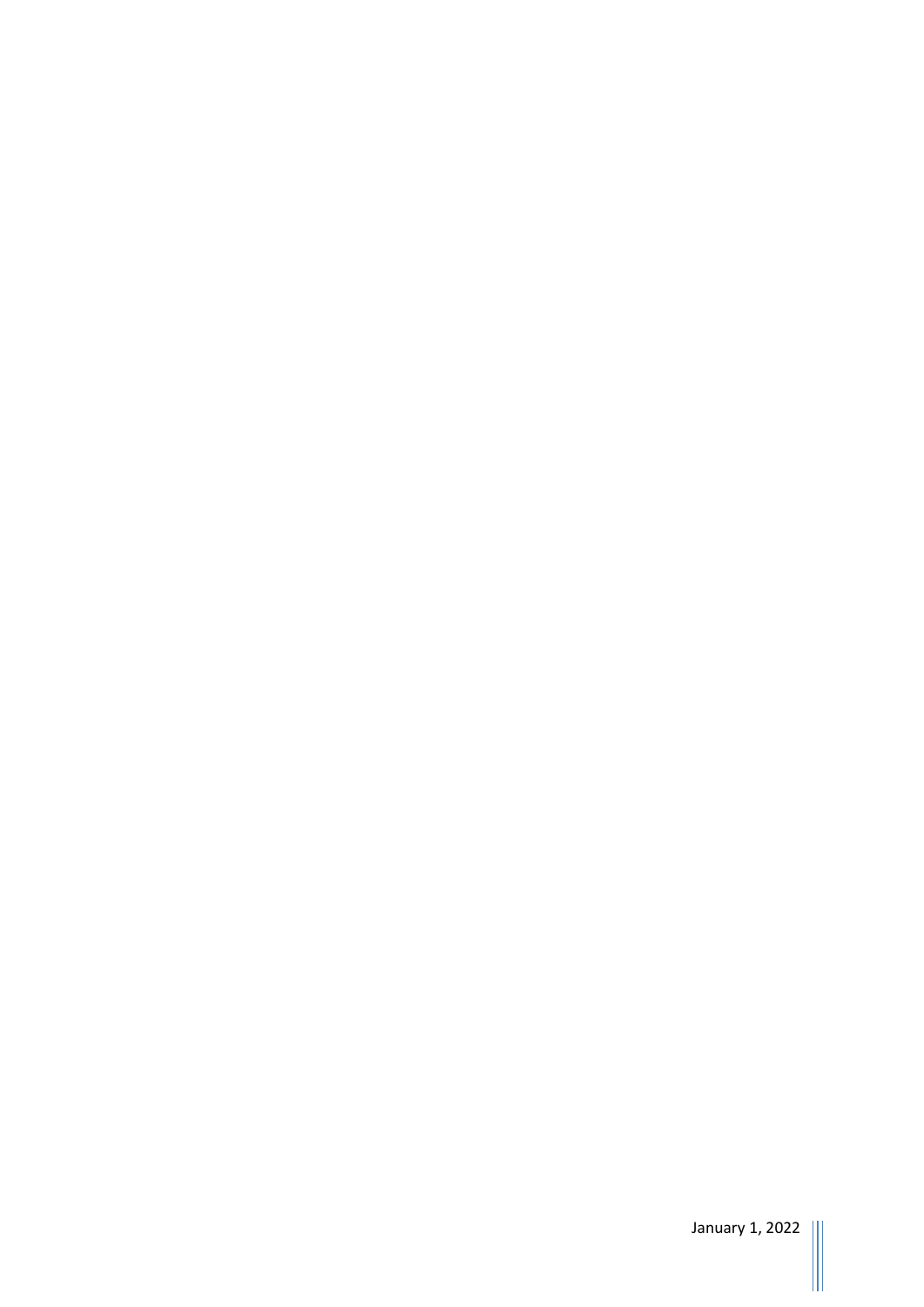January 1, 2022